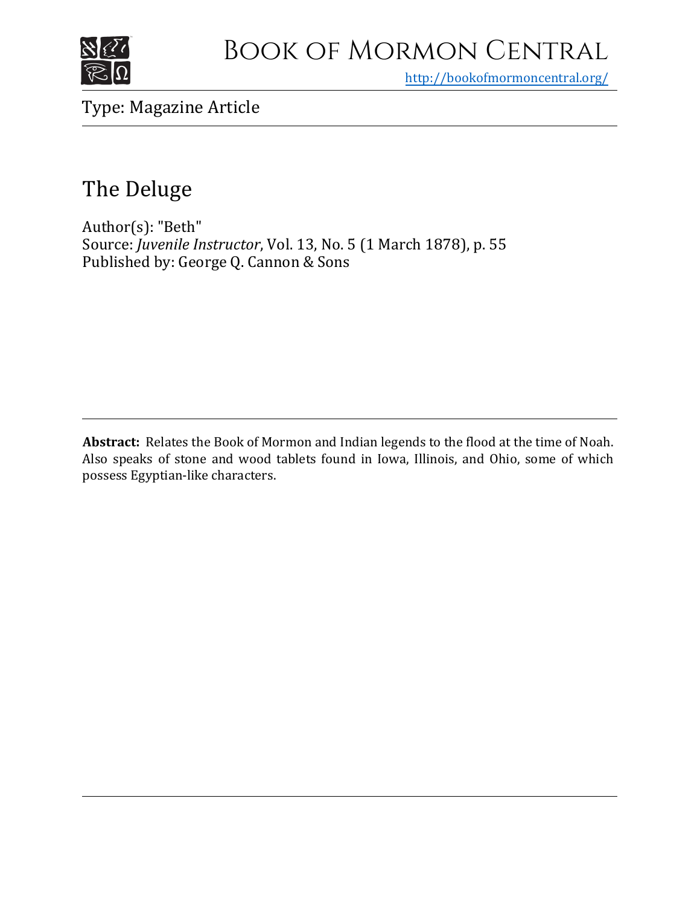# Book of Mormon Central

http://bookofmormoncentral.org/

Type: Magazine Article

## The Deluge

Author(s): "Beth"
Source: *Juvenile Instructor*, Vol. 13, No. 5 (1 March 1878), p. 55
Published by: George Q. Cannon & Sons

**Abstract:** Relates the Book of Mormon and Indian legends to the flood at the time of Noah. Also speaks of stone and wood tablets found in Iowa, Illinois, and Ohio, some of which possess Egyptian-like characters.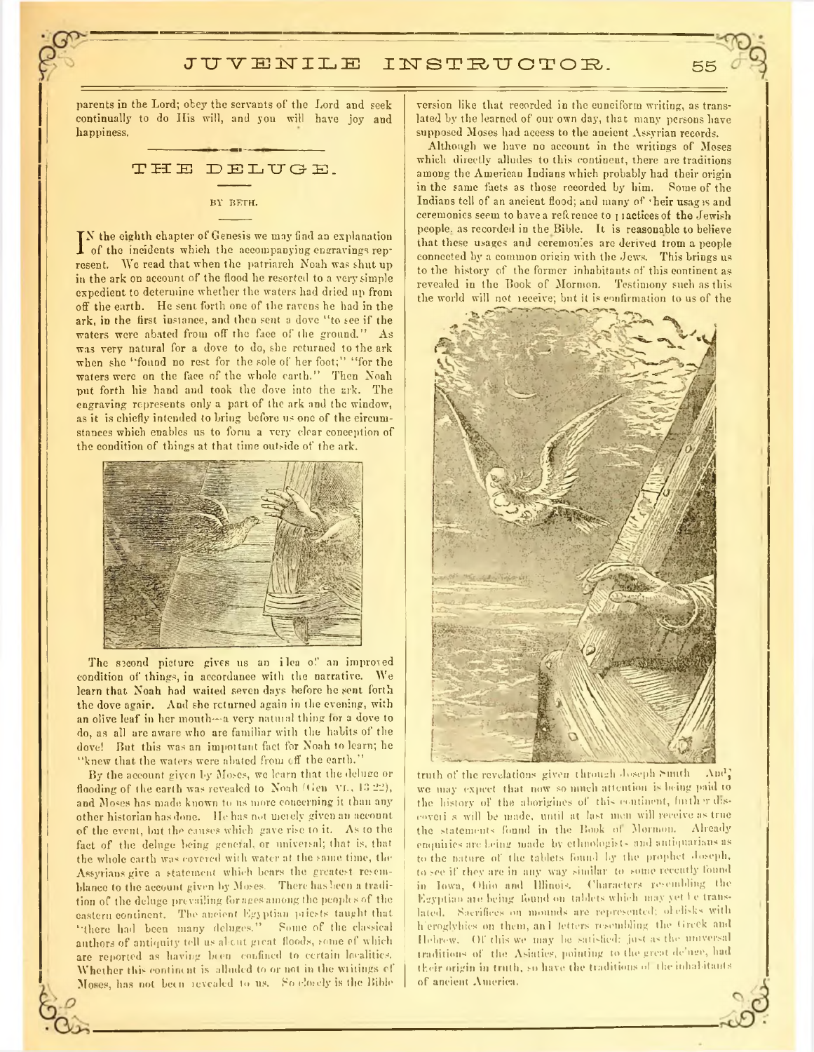parents in the Lord; obey the servants of the Lord and seek continually to do His will, and you will have joy and happiness.

## THE DELUGE.

BY BETH.

In the eighth chapter of Genesis we may find an explanation of the incidents which the accompanying engravings represent. We read that when the patriarch Noah was shut up in the ark on account of the flood he resorted to a very simple expedient to determine whether the waters had dried up from off the earth. He sent forth one of the ravens he had in the ark, in the first instance, and then sent a dove "to see if the waters were abated from off the face of the ground." As was very natural for a dove to do, she returned to the ark when she "found no rest for the sole of her foot;" "for the waters were on the face of the whole earth." Then Noah put forth his hand and took the dove into the ark. The engraving represents only a part of the ark and the window, as it is chiefly intended to bring before us one of the circumstances which enables us to form a very clear conception of the condition of things at that time outside of the ark.

The second picture gives us an idea of an improved condition of things, in accordance with the narrative. We learn that Noah had waited seven days before he sent forth the dove again. And she returned again in the evening, with an olive leaf in her mouth—a very natural thing for a dove to do, as all are aware who are familiar with the habits of the dove! But this was an important fact for Noah to learn; he "knew that the waters were abated from off the earth."

By the account given by Moses, we learn that the deluge or flooding of the earth was revealed to Noah (Gen. VI., 13-22), and Moses has made known to us more concerning it than any other historian has done. He has not merely given an account of the event, but the causes which gave rise to it. As to the fact of the deluge being general, or universal; that is, that the whole earth was covered with water at the same time, the Assyrians give a statement which bears the greatest resemblance to the account given by Moses. There has been a tradition of the deluge prevailing for ages among the peoples of the eastern continent. The ancient Egyptian priests taught that "there had been many deluges." Some of the classical authors of antiquity tell us about great floods, some of which are reported as having been confined to certain localities. Whether this continent is alluded to or not in the writings of Moses, has not been revealed to us. So closely is the Bible version like that recorded in the cuneiform writing, as translated by the learned of our own day, that many persons have supposed Moses had access to the ancient Assyrian records.

Although we have no account in the writings of Moses which directly alludes to this continent, there are traditions among the American Indians which probably had their origin in the same facts as those recorded by him. Some of the Indians tell of an ancient flood; and many of their usages and ceremonies seem to have a reference to practices of the Jewish people, as recorded in the Bible. It is reasonable to believe that these usages and ceremonies are derived from a people connected by a common origin with the Jews. This brings us to the history of the former inhabitants of this continent as revealed in the Book of Mormon. Testimony such as this the world will not receive; but it is confirmation to us of the truth of the revelations given through Joseph Smith. And, we may expect that now so much attention is being paid to the history of the aborigines of this continent, further discoveries will be made, until at last men will receive as true the statements found in the Book of Mormon. Already enquiries are being made by ethnologists and antiquarians as to the nature of the tablets found by the prophet Joseph, to see if they are in any way similar to some recently found in Iowa, Ohio and Illinois. Characters resembling the Egyptian are being found on tablets which may yet be translated. Sacrifices on mounds are represented; obelisks with hieroglyphics on them, and letters resembling the Greek and Hebrew. Of this we may be satisfied: just as the universal traditions of the Asiatics, pointing to the great deluge, had their origin in truth, so have the traditions of the inhabitants of ancient America.